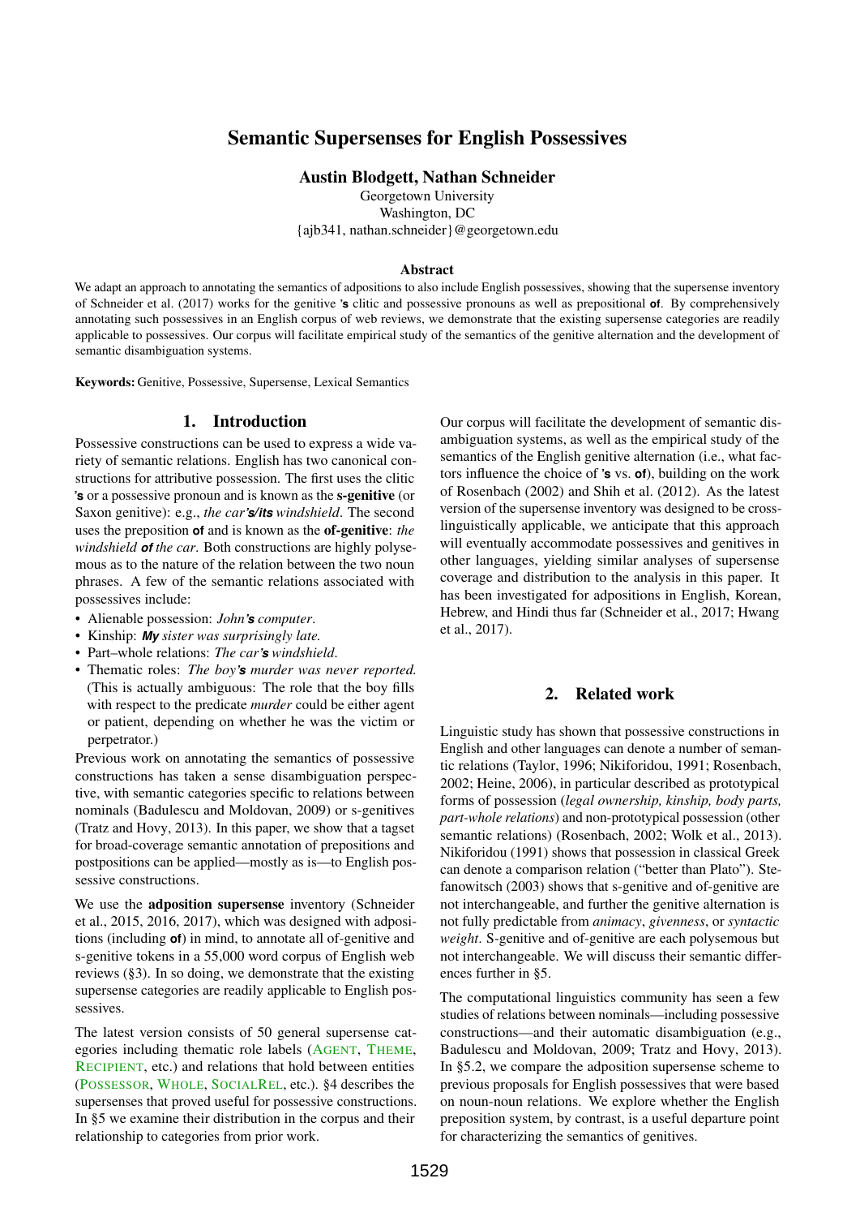# Semantic Supersenses for English Possessives

**Austin Blodgett, Nathan Schneider**

Georgetown University
Washington, DC
{ajb341, nathan.schneider}@georgetown.edu

### Abstract

We adapt an approach to annotating the semantics of adpositions to also include English possessives, showing that the supersense inventory of Schneider et al. (2017) works for the genitive **'s** clitic and possessive pronouns as well as prepositional **of**. By comprehensively annotating such possessives in an English corpus of web reviews, we demonstrate that the existing supersense categories are readily applicable to possessives. Our corpus will facilitate empirical study of the semantics of the genitive alternation and the development of semantic disambiguation systems.

**Keywords:** Genitive, Possessive, Supersense, Lexical Semantics

## 1. Introduction

Possessive constructions can be used to express a wide variety of semantic relations. English has two canonical constructions for attributive possession. The first uses the clitic **'s** or a possessive pronoun and is known as the **s-genitive** (or Saxon genitive): e.g., *the car**'s/its** windshield*. The second uses the preposition **of** and is known as the **of-genitive**: *the windshield **of** the car*. Both constructions are highly polysemous as to the nature of the relation between the two noun phrases. A few of the semantic relations associated with possessives include:

- Alienable possession: *John**'s** computer*.
- Kinship: ***My** sister was surprisingly late.*
- Part–whole relations: *The car**'s** windshield*.
- Thematic roles: *The boy**'s** murder was never reported.* (This is actually ambiguous: The role that the boy fills with respect to the predicate *murder* could be either agent or patient, depending on whether he was the victim or perpetrator.)

Previous work on annotating the semantics of possessive constructions has taken a sense disambiguation perspective, with semantic categories specific to relations between nominals (Badulescu and Moldovan, 2009) or s-genitives (Tratz and Hovy, 2013). In this paper, we show that a tagset for broad-coverage semantic annotation of prepositions and postpositions can be applied—mostly as is—to English possessive constructions.

We use the **adposition supersense** inventory (Schneider et al., 2015, 2016, 2017), which was designed with adpositions (including **of**) in mind, to annotate all of-genitive and s-genitive tokens in a 55,000 word corpus of English web reviews (§3). In so doing, we demonstrate that the existing supersense categories are readily applicable to English possessives.

The latest version consists of 50 general supersense categories including thematic role labels (AGENT, THEME, RECIPIENT, etc.) and relations that hold between entities (POSSESSOR, WHOLE, SOCIALREL, etc.). §4 describes the supersenses that proved useful for possessive constructions. In §5 we examine their distribution in the corpus and their relationship to categories from prior work.

Our corpus will facilitate the development of semantic disambiguation systems, as well as the empirical study of the semantics of the English genitive alternation (i.e., what factors influence the choice of **'s** vs. **of**), building on the work of Rosenbach (2002) and Shih et al. (2012). As the latest version of the supersense inventory was designed to be cross-linguistically applicable, we anticipate that this approach will eventually accommodate possessives and genitives in other languages, yielding similar analyses of supersense coverage and distribution to the analysis in this paper. It has been investigated for adpositions in English, Korean, Hebrew, and Hindi thus far (Schneider et al., 2017; Hwang et al., 2017).

## 2. Related work

Linguistic study has shown that possessive constructions in English and other languages can denote a number of semantic relations (Taylor, 1996; Nikiforidou, 1991; Rosenbach, 2002; Heine, 2006), in particular described as prototypical forms of possession (*legal ownership, kinship, body parts, part-whole relations*) and non-prototypical possession (other semantic relations) (Rosenbach, 2002; Wolk et al., 2013). Nikiforidou (1991) shows that possession in classical Greek can denote a comparison relation ("better than Plato"). Stefanowitsch (2003) shows that s-genitive and of-genitive are not interchangeable, and further the genitive alternation is not fully predictable from *animacy*, *givenness*, or *syntactic weight*. S-genitive and of-genitive are each polysemous but not interchangeable. We will discuss their semantic differences further in §5.

The computational linguistics community has seen a few studies of relations between nominals—including possessive constructions—and their automatic disambiguation (e.g., Badulescu and Moldovan, 2009; Tratz and Hovy, 2013). In §5.2, we compare the adposition supersense scheme to previous proposals for English possessives that were based on noun-noun relations. We explore whether the English preposition system, by contrast, is a useful departure point for characterizing the semantics of genitives.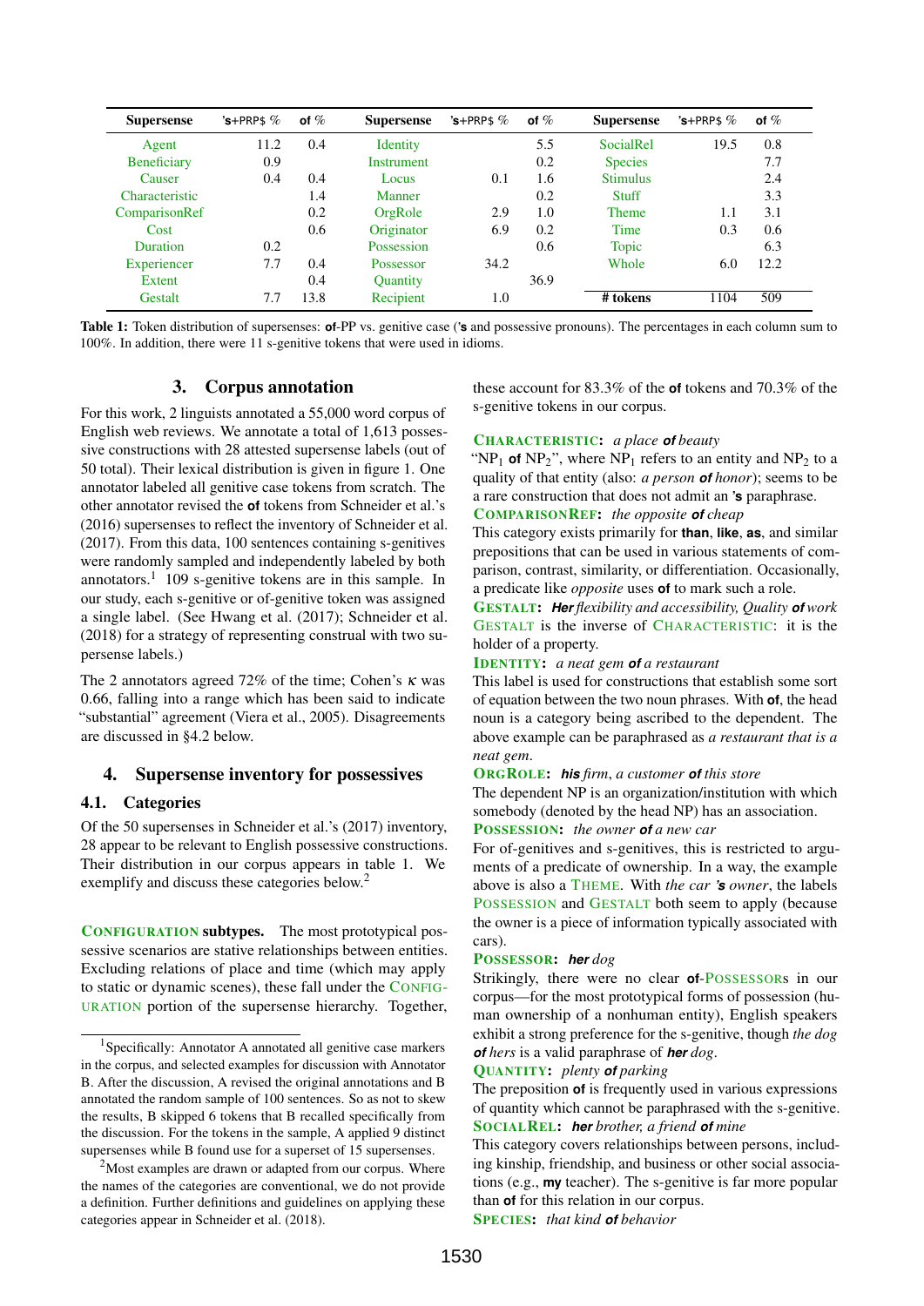| Supersense | 's+PRP$ % | of % | Supersense | 's+PRP$ % | of % | Supersense | 's+PRP$ % | of % |
|---|---|---|---|---|---|---|---|---|
| Agent | 11.2 | 0.4 | Identity | | 5.5 | SocialRel | 19.5 | 0.8 |
| Beneficiary | 0.9 | | Instrument | | 0.2 | Species | | 7.7 |
| Causer | 0.4 | 0.4 | Locus | 0.1 | 1.6 | Stimulus | | 2.4 |
| Characteristic | | 1.4 | Manner | | 0.2 | Stuff | | 3.3 |
| ComparisonRef | | 0.2 | OrgRole | 2.9 | 1.0 | Theme | 1.1 | 3.1 |
| Cost | | 0.6 | Originator | 6.9 | 0.2 | Time | 0.3 | 0.6 |
| Duration | 0.2 | | Possession | | 0.6 | Topic | | 6.3 |
| Experiencer | 7.7 | 0.4 | Possessor | 34.2 | | Whole | 6.0 | 12.2 |
| Extent | | 0.4 | Quantity | | 36.9 | | | |
| Gestalt | 7.7 | 13.8 | Recipient | 1.0 | | # tokens | 1104 | 509 |

Table 1: Token distribution of supersenses: **of**-PP vs. genitive case (**'s** and possessive pronouns). The percentages in each column sum to 100%. In addition, there were 11 s-genitive tokens that were used in idioms.

## 3. Corpus annotation

For this work, 2 linguists annotated a 55,000 word corpus of English web reviews. We annotate a total of 1,613 possessive constructions with 28 attested supersense labels (out of 50 total). Their lexical distribution is given in figure 1. One annotator labeled all genitive case tokens from scratch. The other annotator revised the **of** tokens from Schneider et al.'s (2016) supersenses to reflect the inventory of Schneider et al. (2017). From this data, 100 sentences containing s-genitives were randomly sampled and independently labeled by both annotators.[1] 109 s-genitive tokens are in this sample. In our study, each s-genitive or of-genitive token was assigned a single label. (See Hwang et al. (2017); Schneider et al. (2018) for a strategy of representing construal with two supersense labels.)

The 2 annotators agreed 72% of the time; Cohen's $\kappa$ was 0.66, falling into a range which has been said to indicate "substantial" agreement (Viera et al., 2005). Disagreements are discussed in §4.2 below.

## 4. Supersense inventory for possessives

### 4.1. Categories

Of the 50 supersenses in Schneider et al.'s (2017) inventory, 28 appear to be relevant to English possessive constructions. Their distribution in our corpus appears in table 1. We exemplify and discuss these categories below.[2]

**CONFIGURATION subtypes.** The most prototypical possessive scenarios are stative relationships between entities. Excluding relations of place and time (which may apply to static or dynamic scenes), these fall under the CONFIGURATION portion of the supersense hierarchy. Together, these account for 83.3% of the **of** tokens and 70.3% of the s-genitive tokens in our corpus.

**CHARACTERISTIC:** *a place **of** beauty*
"$NP_1$ **of** $NP_2$", where $NP_1$ refers to an entity and $NP_2$ to a quality of that entity (also: *a person **of** honor*); seems to be a rare construction that does not admit an **'s** paraphrase.

**COMPARISONREF:** *the opposite **of** cheap*
This category exists primarily for **than**, **like**, **as**, and similar prepositions that can be used in various statements of comparison, contrast, similarity, or differentiation. Occasionally, a predicate like *opposite* uses **of** to mark such a role.

**GESTALT:** ***Her** flexibility and accessibility, Quality **of** work*
GESTALT is the inverse of CHARACTERISTIC: it is the holder of a property.

**IDENTITY:** *a neat gem **of** a restaurant*
This label is used for constructions that establish some sort of equation between the two noun phrases. With **of**, the head noun is a category being ascribed to the dependent. The above example can be paraphrased as *a restaurant that is a neat gem*.

**ORGROLE:** ***his** firm, a customer **of** this store*
The dependent NP is an organization/institution with which somebody (denoted by the head NP) has an association.

**POSSESSION:** *the owner **of** a new car*
For of-genitives and s-genitives, this is restricted to arguments of a predicate of ownership. In a way, the example above is also a THEME. With *the car **'s** owner*, the labels POSSESSION and GESTALT both seem to apply (because the owner is a piece of information typically associated with cars).

**POSSESSOR:** ***her** dog*
Strikingly, there were no clear **of**-POSSESSORs in our corpus—for the most prototypical forms of possession (human ownership of a nonhuman entity), English speakers exhibit a strong preference for the s-genitive, though *the dog **of** hers* is a valid paraphrase of ***her** dog*.

**QUANTITY:** *plenty **of** parking*
The preposition **of** is frequently used in various expressions of quantity which cannot be paraphrased with the s-genitive.

**SOCIALREL:** ***her** brother, a friend **of** mine*
This category covers relationships between persons, including kinship, friendship, and business or other social associations (e.g., **my** teacher). The s-genitive is far more popular than **of** for this relation in our corpus.

**SPECIES:** *that kind **of** behavior*

[1] Specifically: Annotator A annotated all genitive case markers in the corpus, and selected examples for discussion with Annotator B. After the discussion, A revised the original annotations and B annotated the random sample of 100 sentences. So as not to skew the results, B skipped 6 tokens that B recalled specifically from the discussion. For the tokens in the sample, A applied 9 distinct supersenses while B found use for a superset of 15 supersenses.

[2] Most examples are drawn or adapted from our corpus. Where the names of the categories are conventional, we do not provide a definition. Further definitions and guidelines on applying these categories appear in Schneider et al. (2018).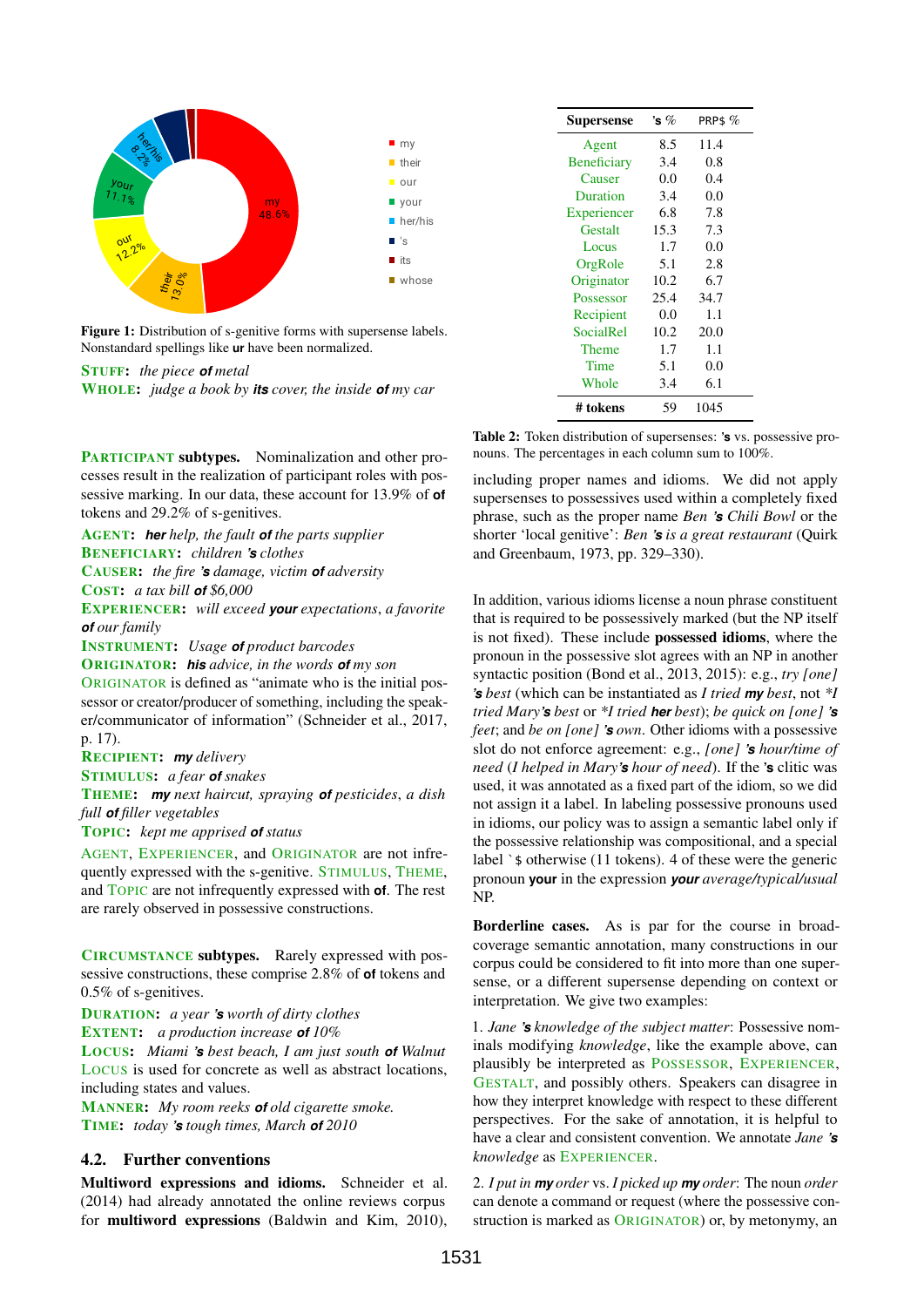Figure 1: Distribution of s-genitive forms with supersense labels. Nonstandard spellings like **ur** have been normalized.

STUFF: *the piece **of** metal*
WHOLE: *judge a book by **its** cover, the inside **of** my car*

**PARTICIPANT subtypes.** Nominalization and other processes result in the realization of participant roles with possessive marking. In our data, these account for 13.9% of **of** tokens and 29.2% of s-genitives.

AGENT: ***her** help, the fault **of** the parts supplier*
BENEFICIARY: *children **'s** clothes*
CAUSER: *the fire **'s** damage, victim **of** adversity*
COST: *a tax bill **of** $6,000*
EXPERIENCER: *will exceed **your** expectations, a favorite **of** our family*
INSTRUMENT: *Usage **of** product barcodes*
ORIGINATOR: ***his** advice, in the words **of** my son*
ORIGINATOR is defined as "animate who is the initial possessor or creator/producer of something, including the speaker/communicator of information" (Schneider et al., 2017, p. 17).
RECIPIENT: ***my** delivery*
STIMULUS: *a fear **of** snakes*
THEME: ***my** next haircut, spraying **of** pesticides, a dish full **of** filler vegetables*
TOPIC: *kept me apprised **of** status*
AGENT, EXPERIENCER, and ORIGINATOR are not infrequently expressed with the s-genitive. STIMULUS, THEME, and TOPIC are not infrequently expressed with **of**. The rest are rarely observed in possessive constructions.

**CIRCUMSTANCE subtypes.** Rarely expressed with possessive constructions, these comprise 2.8% of **of** tokens and 0.5% of s-genitives.

DURATION: *a year **'s** worth of dirty clothes*
EXTENT: *a production increase **of** 10%*
LOCUS: *Miami **'s** best beach, I am just south **of** Walnut*
LOCUS is used for concrete as well as abstract locations, including states and values.
MANNER: *My room reeks **of** old cigarette smoke.*
TIME: *today **'s** tough times, March **of** 2010*

## 4.2. Further conventions

**Multiword expressions and idioms.** Schneider et al. (2014) had already annotated the online reviews corpus for **multiword expressions** (Baldwin and Kim, 2010), including proper names and idioms. We did not apply supersenses to possessives used within a completely fixed phrase, such as the proper name *Ben **'s** Chili Bowl* or the shorter 'local genitive': *Ben **'s** is a great restaurant* (Quirk and Greenbaum, 1973, pp. 329–330).

| Supersense | 's % | PRP$ % |
|---|---|---|
| Agent | 8.5 | 11.4 |
| Beneficiary | 3.4 | 0.8 |
| Causer | 0.0 | 0.4 |
| Duration | 3.4 | 0.0 |
| Experiencer | 6.8 | 7.8 |
| Gestalt | 15.3 | 7.3 |
| Locus | 1.7 | 0.0 |
| OrgRole | 5.1 | 2.8 |
| Originator | 10.2 | 6.7 |
| Possessor | 25.4 | 34.7 |
| Recipient | 0.0 | 1.1 |
| SocialRel | 10.2 | 20.0 |
| Theme | 1.7 | 1.1 |
| Time | 5.1 | 0.0 |
| Whole | 3.4 | 6.1 |
| # tokens | 59 | 1045 |

Table 2: Token distribution of supersenses: **'s** vs. possessive pronouns. The percentages in each column sum to 100%.

In addition, various idioms license a noun phrase constituent that is required to be possessively marked (but the NP itself is not fixed). These include **possessed idioms**, where the pronoun in the possessive slot agrees with an NP in another syntactic position (Bond et al., 2013, 2015): e.g., *try [one] **'s** best* (which can be instantiated as *I tried **my** best*, not *\*I tried Mary**'s** best* or *\*I tried **her** best*); *be quick on [one] **'s** feet*; and *be on [one] **'s** own*. Other idioms with a possessive slot do not enforce agreement: e.g., *[one] **'s** hour/time of need* (*I helped in Mary**'s** hour of need*). If the **'s** clitic was used, it was annotated as a fixed part of the idiom, so we did not assign it a label. In labeling possessive pronouns used in idioms, our policy was to assign a semantic label only if the possessive relationship was compositional, and a special label `$ otherwise (11 tokens). 4 of these were the generic pronoun **your** in the expression ***your** average/typical/usual* NP.

**Borderline cases.** As is par for the course in broad-coverage semantic annotation, many constructions in our corpus could be considered to fit into more than one supersense, or a different supersense depending on context or interpretation. We give two examples:

1. *Jane **'s** knowledge of the subject matter*: Possessive nominals modifying *knowledge*, like the example above, can plausibly be interpreted as POSSESSOR, EXPERIENCER, GESTALT, and possibly others. Speakers can disagree in how they interpret knowledge with respect to these different perspectives. For the sake of annotation, it is helpful to have a clear and consistent convention. We annotate *Jane **'s** knowledge* as EXPERIENCER.

2. *I put in **my** order* vs. *I picked up **my** order*: The noun *order* can denote a command or request (where the possessive construction is marked as ORIGINATOR) or, by metonymy, an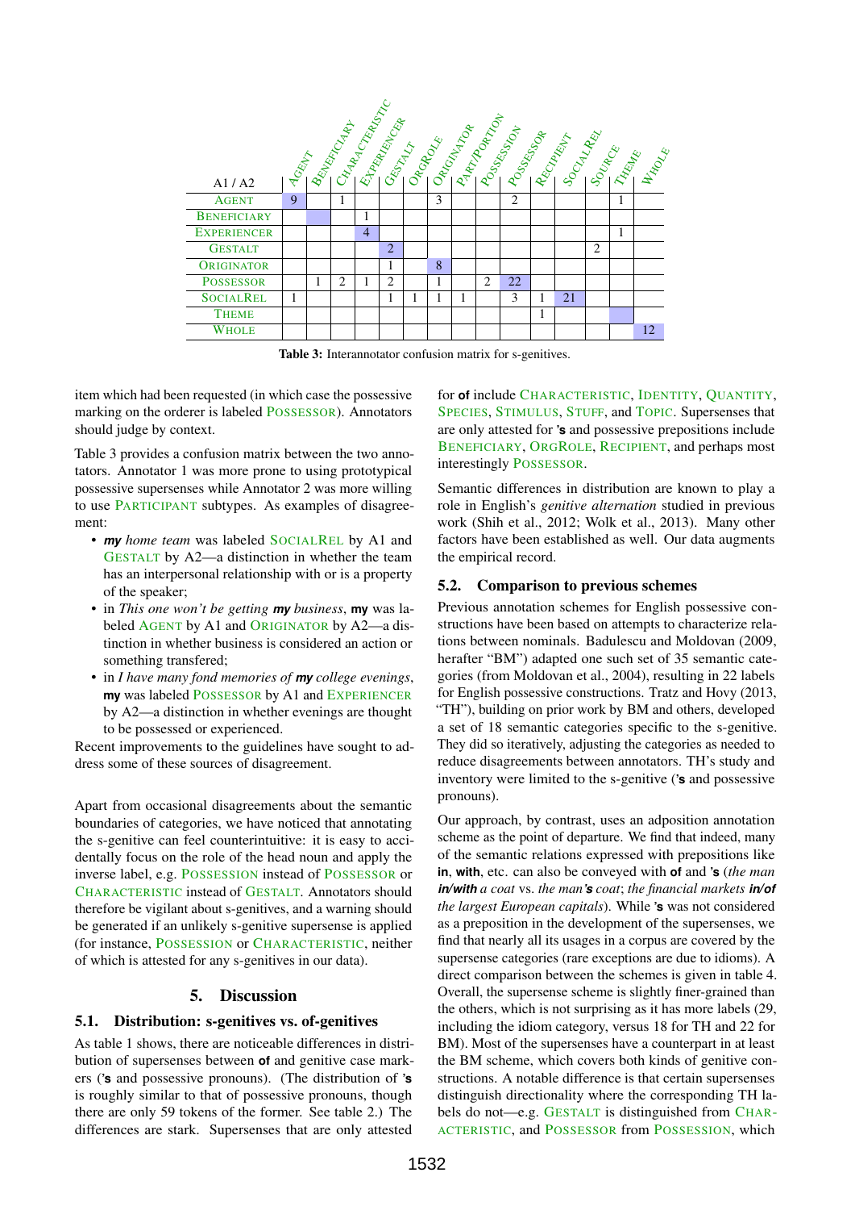| A1 / A2 | Agent | Beneficiary | Characteristic | Experiencer | Gestalt | OrgRole | Originator | PartPortion | Possession | Possessor | Recipient | SocialRel | Source | Theme | Whole |
|---|---|---|---|---|---|---|---|---|---|---|---|---|---|---|---|
| Agent | 9 | | 1 | | | | 3 | | | 2 | | | | 1 | |
| Beneficiary | | | | 1 | | | | | | | | | | | |
| Experiencer | | | | 4 | | | | | | | | | | 1 | |
| Gestalt | | | | | 2 | | | | | | | | 2 | | |
| Originator | | | | | 1 | | 8 | | | | | | | | |
| Possessor | | 1 | 2 | 1 | 2 | | 1 | | 2 | 22 | | | | | |
| SocialRel | 1 | | | | 1 | 1 | 1 | 1 | | 3 | 1 | 21 | | | |
| Theme | | | | | | | | | | | 1 | | | | |
| Whole | | | | | | | | | | | | | | | 12 |

**Table 3:** Interannotator confusion matrix for s-genitives.

item which had been requested (in which case the possessive marking on the orderer is labeled POSSESSOR). Annotators should judge by context.

Table 3 provides a confusion matrix between the two annotators. Annotator 1 was more prone to using prototypical possessive supersenses while Annotator 2 was more willing to use PARTICIPANT subtypes. As examples of disagreement:

- ***my*** *home team* was labeled SOCIALREL by A1 and GESTALT by A2—a distinction in whether the team has an interpersonal relationship with or is a property of the speaker;
- in *This one won't be getting* ***my*** *business*, **my** was labeled AGENT by A1 and ORIGINATOR by A2—a distinction in whether business is considered an action or something transfered;
- in *I have many fond memories of* ***my*** *college evenings*, **my** was labeled POSSESSOR by A1 and EXPERIENCER by A2—a distinction in whether evenings are thought to be possessed or experienced.

Recent improvements to the guidelines have sought to address some of these sources of disagreement.

Apart from occasional disagreements about the semantic boundaries of categories, we have noticed that annotating the s-genitive can feel counterintuitive: it is easy to accidentally focus on the role of the head noun and apply the inverse label, e.g. POSSESSION instead of POSSESSOR or CHARACTERISTIC instead of GESTALT. Annotators should therefore be vigilant about s-genitives, and a warning should be generated if an unlikely s-genitive supersense is applied (for instance, POSSESSION or CHARACTERISTIC, neither of which is attested for any s-genitives in our data).

# 5. Discussion

## 5.1. Distribution: s-genitives vs. of-genitives

As table 1 shows, there are noticeable differences in distribution of supersenses between **of** and genitive case markers (**'s** and possessive pronouns). (The distribution of **'s** is roughly similar to that of possessive pronouns, though there are only 59 tokens of the former. See table 2.) The differences are stark. Supersenses that are only attested for **of** include CHARACTERISTIC, IDENTITY, QUANTITY, SPECIES, STIMULUS, STUFF, and TOPIC. Supersenses that are only attested for **'s** and possessive prepositions include BENEFICIARY, ORGROLE, RECIPIENT, and perhaps most interestingly POSSESSOR.

Semantic differences in distribution are known to play a role in English's *genitive alternation* studied in previous work (Shih et al., 2012; Wolk et al., 2013). Many other factors have been established as well. Our data augments the empirical record.

## 5.2. Comparison to previous schemes

Previous annotation schemes for English possessive constructions have been based on attempts to characterize relations between nominals. Badulescu and Moldovan (2009, herafter "BM") adapted one such set of 35 semantic categories (from Moldovan et al., 2004), resulting in 22 labels for English possessive constructions. Tratz and Hovy (2013, "TH"), building on prior work by BM and others, developed a set of 18 semantic categories specific to the s-genitive. They did so iteratively, adjusting the categories as needed to reduce disagreements between annotators. TH's study and inventory were limited to the s-genitive (**'s** and possessive pronouns).

Our approach, by contrast, uses an adposition annotation scheme as the point of departure. We find that indeed, many of the semantic relations expressed with prepositions like **in**, **with**, etc. can also be conveyed with **of** and **'s** (*the man* ***in/with*** *a coat* vs. *the man* ***'s*** *coat*; *the financial markets* ***in/of*** *the largest European capitals*). While **'s** was not considered as a preposition in the development of the supersenses, we find that nearly all its usages in a corpus are covered by the supersense categories (rare exceptions are due to idioms). A direct comparison between the schemes is given in table 4. Overall, the supersense scheme is slightly finer-grained than the others, which is not surprising as it has more labels (29, including the idiom category, versus 18 for TH and 22 for BM). Most of the supersenses have a counterpart in at least the BM scheme, which covers both kinds of genitive constructions. A notable difference is that certain supersenses distinguish directionality where the corresponding TH labels do not—e.g. GESTALT is distinguished from CHARACTERISTIC, and POSSESSOR from POSSESSION, which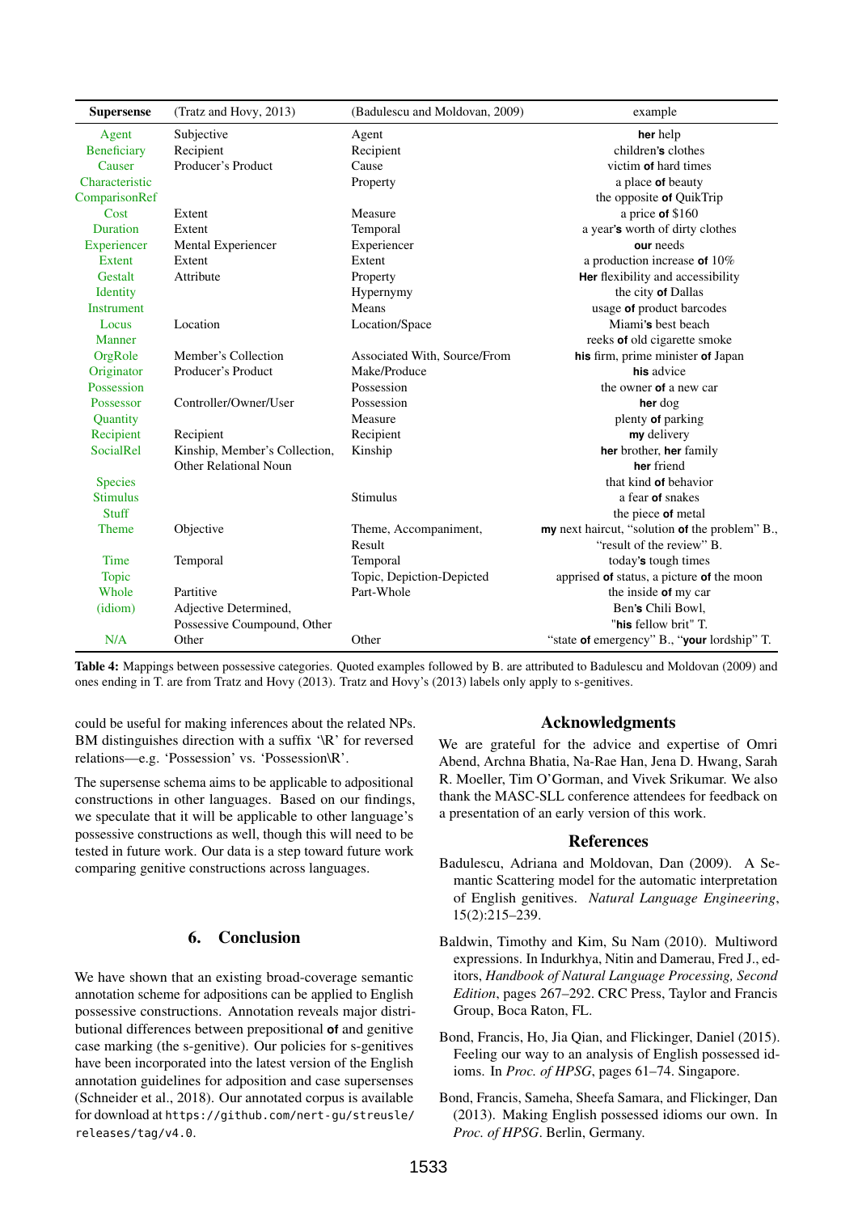| Supersense | (Tratz and Hovy, 2013) | (Badulescu and Moldovan, 2009) | example |
|---|---|---|---|
| Agent | Subjective | Agent | **her** help |
| Beneficiary | Recipient | Recipient | children**'s** clothes |
| Causer | Producer's Product | Cause | victim **of** hard times |
| Characteristic | | Property | a place **of** beauty |
| ComparisonRef | | | the opposite **of** QuikTrip |
| Cost | Extent | Measure | a price **of** $160 |
| Duration | Extent | Temporal | a year**'s** worth of dirty clothes |
| Experiencer | Mental Experiencer | Experiencer | **our** needs |
| Extent | Extent | Extent | a production increase **of** 10% |
| Gestalt | Attribute | Property | **Her** flexibility and accessibility |
| Identity | | Hypernymy | the city **of** Dallas |
| Instrument | | Means | usage **of** product barcodes |
| Locus | Location | Location/Space | Miami**'s** best beach |
| Manner | | | reeks **of** old cigarette smoke |
| OrgRole | Member's Collection | Associated With, Source/From | **his** firm, prime minister **of** Japan |
| Originator | Producer's Product | Make/Produce | **his** advice |
| Possession | | Possession | the owner **of** a new car |
| Possessor | Controller/Owner/User | Possession | **her** dog |
| Quantity | | Measure | plenty **of** parking |
| Recipient | Recipient | Recipient | **my** delivery |
| SocialRel | Kinship, Member's Collection, Other Relational Noun | Kinship | **her** brother, **her** family<br>**her** friend |
| Species | | | that kind **of** behavior |
| Stimulus | | Stimulus | a fear **of** snakes |
| Stuff | | | the piece **of** metal |
| Theme | Objective | Theme, Accompaniment, Result | **my** next haircut, "solution **of** the problem" B.,<br>"result of the review" B. |
| Time | Temporal | Temporal | today**'s** tough times |
| Topic | | Topic, Depiction-Depicted | apprised **of** status, a picture **of** the moon |
| Whole | Partitive | Part-Whole | the inside **of** my car |
| (idiom) | Adjective Determined, Possessive Coumpound, Other | | Ben**'s** Chili Bowl,<br>"**his** fellow brit" T. |
| N/A | Other | Other | "state **of** emergency" B., "**your** lordship" T. |

**Table 4:** Mappings between possessive categories. Quoted examples followed by B. are attributed to Badulescu and Moldovan (2009) and ones ending in T. are from Tratz and Hovy (2013). Tratz and Hovy's (2013) labels only apply to s-genitives.

could be useful for making inferences about the related NPs. BM distinguishes direction with a suffix '\R' for reversed relations—e.g. 'Possession' vs. 'Possession\R'.

The supersense schema aims to be applicable to adpositional constructions in other languages. Based on our findings, we speculate that it will be applicable to other language's possessive constructions as well, though this will need to be tested in future work. Our data is a step toward future work comparing genitive constructions across languages.

## 6. Conclusion

We have shown that an existing broad-coverage semantic annotation scheme for adpositions can be applied to English possessive constructions. Annotation reveals major distributional differences between prepositional **of** and genitive case marking (the s-genitive). Our policies for s-genitives have been incorporated into the latest version of the English annotation guidelines for adposition and case supersenses (Schneider et al., 2018). Our annotated corpus is available for download at `https://github.com/nert-gu/streusle/releases/tag/v4.0`.

## Acknowledgments

We are grateful for the advice and expertise of Omri Abend, Archna Bhatia, Na-Rae Han, Jena D. Hwang, Sarah R. Moeller, Tim O'Gorman, and Vivek Srikumar. We also thank the MASC-SLL conference attendees for feedback on a presentation of an early version of this work.

## References

Badulescu, Adriana and Moldovan, Dan (2009). A Semantic Scattering model for the automatic interpretation of English genitives. *Natural Language Engineering*, 15(2):215–239.

Baldwin, Timothy and Kim, Su Nam (2010). Multiword expressions. In Indurkhya, Nitin and Damerau, Fred J., editors, *Handbook of Natural Language Processing, Second Edition*, pages 267–292. CRC Press, Taylor and Francis Group, Boca Raton, FL.

Bond, Francis, Ho, Jia Qian, and Flickinger, Daniel (2015). Feeling our way to an analysis of English possessed idioms. In *Proc. of HPSG*, pages 61–74. Singapore.

Bond, Francis, Sameha, Sheefa Samara, and Flickinger, Dan (2013). Making English possessed idioms our own. In *Proc. of HPSG*. Berlin, Germany.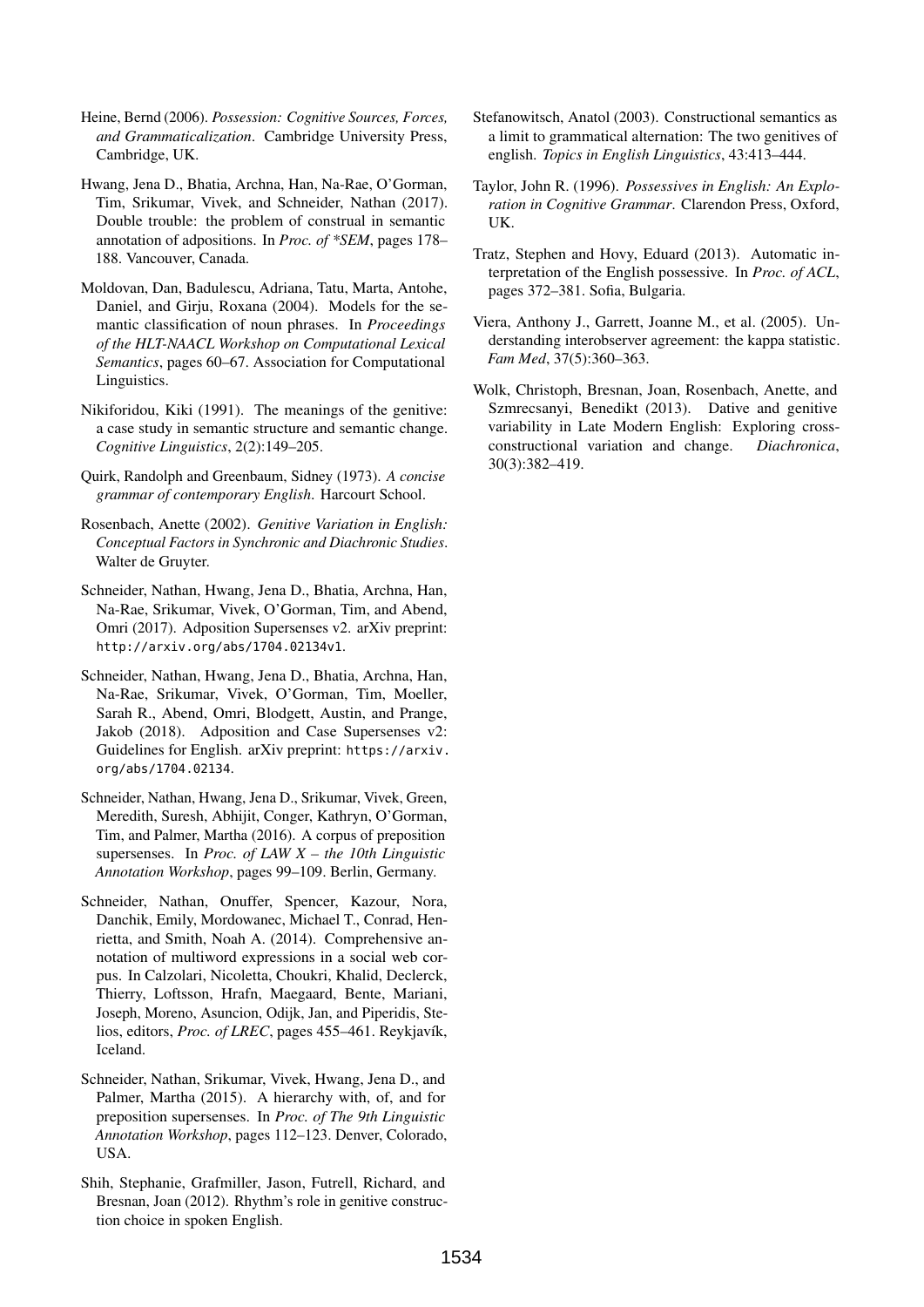Heine, Bernd (2006). *Possession: Cognitive Sources, Forces, and Grammaticalization*. Cambridge University Press, Cambridge, UK.

Hwang, Jena D., Bhatia, Archna, Han, Na-Rae, O'Gorman, Tim, Srikumar, Vivek, and Schneider, Nathan (2017). Double trouble: the problem of construal in semantic annotation of adpositions. In *Proc. of *SEM*, pages 178–188. Vancouver, Canada.

Moldovan, Dan, Badulescu, Adriana, Tatu, Marta, Antohe, Daniel, and Girju, Roxana (2004). Models for the semantic classification of noun phrases. In *Proceedings of the HLT-NAACL Workshop on Computational Lexical Semantics*, pages 60–67. Association for Computational Linguistics.

Nikiforidou, Kiki (1991). The meanings of the genitive: a case study in semantic structure and semantic change. *Cognitive Linguistics*, 2(2):149–205.

Quirk, Randolph and Greenbaum, Sidney (1973). *A concise grammar of contemporary English*. Harcourt School.

Rosenbach, Anette (2002). *Genitive Variation in English: Conceptual Factors in Synchronic and Diachronic Studies*. Walter de Gruyter.

Schneider, Nathan, Hwang, Jena D., Bhatia, Archna, Han, Na-Rae, Srikumar, Vivek, O'Gorman, Tim, and Abend, Omri (2017). Adposition Supersenses v2. arXiv preprint: http://arxiv.org/abs/1704.02134v1.

Schneider, Nathan, Hwang, Jena D., Bhatia, Archna, Han, Na-Rae, Srikumar, Vivek, O'Gorman, Tim, Moeller, Sarah R., Abend, Omri, Blodgett, Austin, and Prange, Jakob (2018). Adposition and Case Supersenses v2: Guidelines for English. arXiv preprint: https://arxiv.org/abs/1704.02134.

Schneider, Nathan, Hwang, Jena D., Srikumar, Vivek, Green, Meredith, Suresh, Abhijit, Conger, Kathryn, O'Gorman, Tim, and Palmer, Martha (2016). A corpus of preposition supersenses. In *Proc. of LAW X – the 10th Linguistic Annotation Workshop*, pages 99–109. Berlin, Germany.

Schneider, Nathan, Onuffer, Spencer, Kazour, Nora, Danchik, Emily, Mordowanec, Michael T., Conrad, Henrietta, and Smith, Noah A. (2014). Comprehensive annotation of multiword expressions in a social web corpus. In Calzolari, Nicoletta, Choukri, Khalid, Declerck, Thierry, Loftsson, Hrafn, Maegaard, Bente, Mariani, Joseph, Moreno, Asuncion, Odijk, Jan, and Piperidis, Stelios, editors, *Proc. of LREC*, pages 455–461. Reykjavík, Iceland.

Schneider, Nathan, Srikumar, Vivek, Hwang, Jena D., and Palmer, Martha (2015). A hierarchy with, of, and for preposition supersenses. In *Proc. of The 9th Linguistic Annotation Workshop*, pages 112–123. Denver, Colorado, USA.

Shih, Stephanie, Grafmiller, Jason, Futrell, Richard, and Bresnan, Joan (2012). Rhythm's role in genitive construction choice in spoken English.

Stefanowitsch, Anatol (2003). Constructional semantics as a limit to grammatical alternation: The two genitives of english. *Topics in English Linguistics*, 43:413–444.

Taylor, John R. (1996). *Possessives in English: An Exploration in Cognitive Grammar*. Clarendon Press, Oxford, UK.

Tratz, Stephen and Hovy, Eduard (2013). Automatic interpretation of the English possessive. In *Proc. of ACL*, pages 372–381. Sofia, Bulgaria.

Viera, Anthony J., Garrett, Joanne M., et al. (2005). Understanding interobserver agreement: the kappa statistic. *Fam Med*, 37(5):360–363.

Wolk, Christoph, Bresnan, Joan, Rosenbach, Anette, and Szmrecsanyi, Benedikt (2013). Dative and genitive variability in Late Modern English: Exploring cross-constructional variation and change. *Diachronica*, 30(3):382–419.